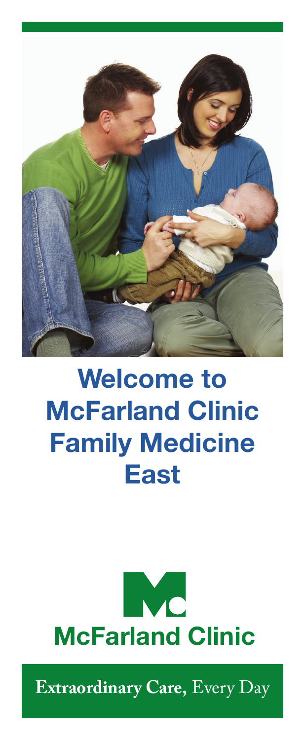# Welcome to McFarland Clinic Family Medicine East

**McFarland Clinic**

**Extraordinary Care,** Every Day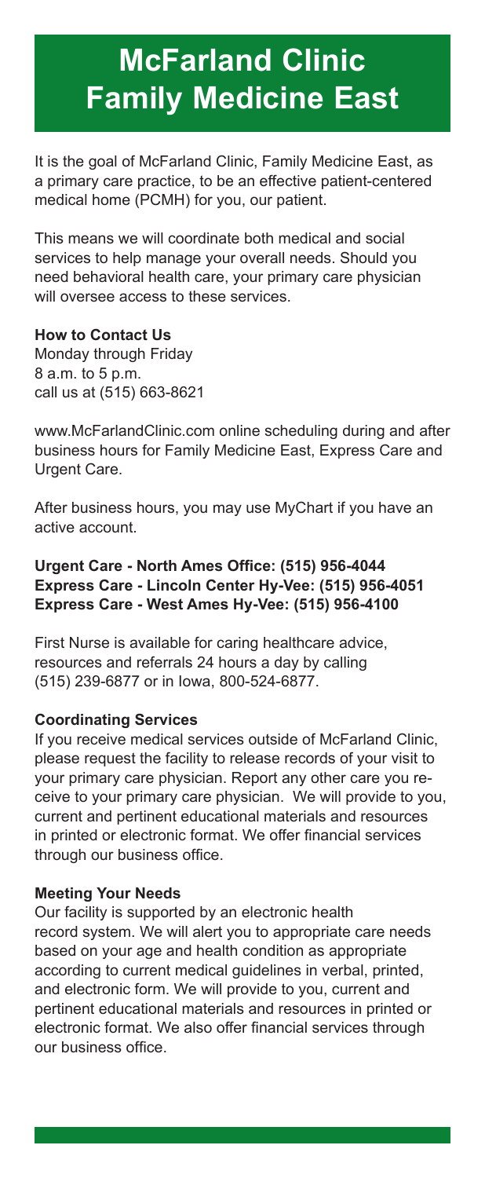# McFarland Clinic Family Medicine East

It is the goal of McFarland Clinic, Family Medicine East, as a primary care practice, to be an effective patient-centered medical home (PCMH) for you, our patient.

This means we will coordinate both medical and social services to help manage your overall needs. Should you need behavioral health care, your primary care physician will oversee access to these services.

**How to Contact Us**
Monday through Friday
8 a.m. to 5 p.m.
call us at (515) 663-8621

www.McFarlandClinic.com online scheduling during and after business hours for Family Medicine East, Express Care and Urgent Care.

After business hours, you may use MyChart if you have an active account.

**Urgent Care - North Ames Office: (515) 956-4044**
**Express Care - Lincoln Center Hy-Vee: (515) 956-4051**
**Express Care - West Ames Hy-Vee: (515) 956-4100**

First Nurse is available for caring healthcare advice, resources and referrals 24 hours a day by calling (515) 239-6877 or in Iowa, 800-524-6877.

**Coordinating Services**
If you receive medical services outside of McFarland Clinic, please request the facility to release records of your visit to your primary care physician. Report any other care you receive to your primary care physician. We will provide to you, current and pertinent educational materials and resources in printed or electronic format. We offer financial services through our business office.

**Meeting Your Needs**
Our facility is supported by an electronic health record system. We will alert you to appropriate care needs based on your age and health condition as appropriate according to current medical guidelines in verbal, printed, and electronic form. We will provide to you, current and pertinent educational materials and resources in printed or electronic format. We also offer financial services through our business office.